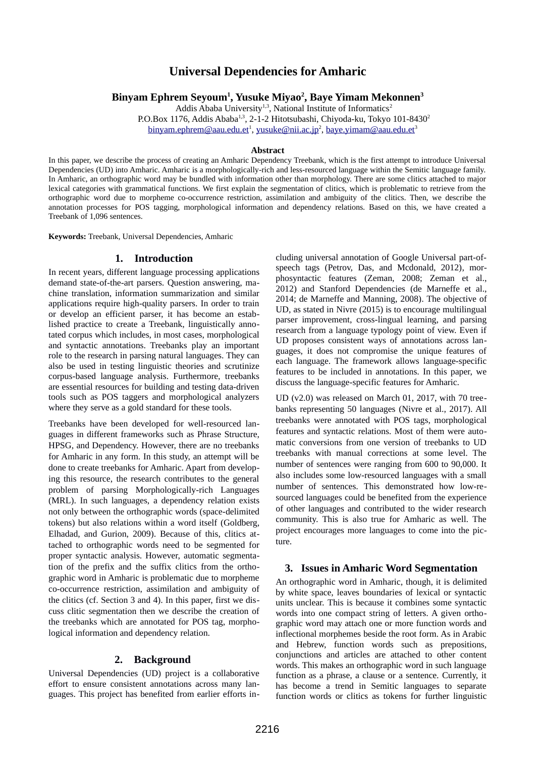# Universal Dependencies for Amharic

**Binyam Ephrem Seyoum[1], Yusuke Miyao[2], Baye Yimam Mekonnen[3]**

Addis Ababa University[1,3], National Institute of Informatics[2]
P.O.Box 1176, Addis Ababa[1,3], 2-1-2 Hitotsubashi, Chiyoda-ku, Tokyo 101-8430[2]
binyam.ephrem@aau.edu.et[1], yusuke@nii.ac.jp[2], baye.yimam@aau.edu.et[3]

### Abstract

In this paper, we describe the process of creating an Amharic Dependency Treebank, which is the first attempt to introduce Universal Dependencies (UD) into Amharic. Amharic is a morphologically-rich and less-resourced language within the Semitic language family. In Amharic, an orthographic word may be bundled with information other than morphology. There are some clitics attached to major lexical categories with grammatical functions. We first explain the segmentation of clitics, which is problematic to retrieve from the orthographic word due to morpheme co-occurrence restriction, assimilation and ambiguity of the clitics. Then, we describe the annotation processes for POS tagging, morphological information and dependency relations. Based on this, we have created a Treebank of 1,096 sentences.

**Keywords:** Treebank, Universal Dependencies, Amharic

## 1. Introduction

In recent years, different language processing applications demand state-of-the-art parsers. Question answering, machine translation, information summarization and similar applications require high-quality parsers. In order to train or develop an efficient parser, it has become an established practice to create a Treebank, linguistically annotated corpus which includes, in most cases, morphological and syntactic annotations. Treebanks play an important role to the research in parsing natural languages. They can also be used in testing linguistic theories and scrutinize corpus-based language analysis. Furthermore, treebanks are essential resources for building and testing data-driven tools such as POS taggers and morphological analyzers where they serve as a gold standard for these tools.

Treebanks have been developed for well-resourced languages in different frameworks such as Phrase Structure, HPSG, and Dependency. However, there are no treebanks for Amharic in any form. In this study, an attempt will be done to create treebanks for Amharic. Apart from developing this resource, the research contributes to the general problem of parsing Morphologically-rich Languages (MRL). In such languages, a dependency relation exists not only between the orthographic words (space-delimited tokens) but also relations within a word itself (Goldberg, Elhadad, and Gurion, 2009). Because of this, clitics attached to orthographic words need to be segmented for proper syntactic analysis. However, automatic segmentation of the prefix and the suffix clitics from the orthographic word in Amharic is problematic due to morpheme co-occurrence restriction, assimilation and ambiguity of the clitics (cf. Section 3 and 4). In this paper, first we discuss clitic segmentation then we describe the creation of the treebanks which are annotated for POS tag, morphological information and dependency relation.

## 2. Background

Universal Dependencies (UD) project is a collaborative effort to ensure consistent annotations across many languages. This project has benefited from earlier efforts including universal annotation of Google Universal part-of-speech tags (Petrov, Das, and Mcdonald, 2012), morphosyntactic features (Zeman, 2008; Zeman et al., 2012) and Stanford Dependencies (de Marneffe et al., 2014; de Marneffe and Manning, 2008). The objective of UD, as stated in Nivre (2015) is to encourage multilingual parser improvement, cross-lingual learning, and parsing research from a language typology point of view. Even if UD proposes consistent ways of annotations across languages, it does not compromise the unique features of each language. The framework allows language-specific features to be included in annotations. In this paper, we discuss the language-specific features for Amharic.

UD (v2.0) was released on March 01, 2017, with 70 treebanks representing 50 languages (Nivre et al., 2017). All treebanks were annotated with POS tags, morphological features and syntactic relations. Most of them were automatic conversions from one version of treebanks to UD treebanks with manual corrections at some level. The number of sentences were ranging from 600 to 90,000. It also includes some low-resourced languages with a small number of sentences. This demonstrated how low-resourced languages could be benefited from the experience of other languages and contributed to the wider research community. This is also true for Amharic as well. The project encourages more languages to come into the picture.

## 3. Issues in Amharic Word Segmentation

An orthographic word in Amharic, though, it is delimited by white space, leaves boundaries of lexical or syntactic units unclear. This is because it combines some syntactic words into one compact string of letters. A given orthographic word may attach one or more function words and inflectional morphemes beside the root form. As in Arabic and Hebrew, function words such as prepositions, conjunctions and articles are attached to other content words. This makes an orthographic word in such language function as a phrase, a clause or a sentence. Currently, it has become a trend in Semitic languages to separate function words or clitics as tokens for further linguistic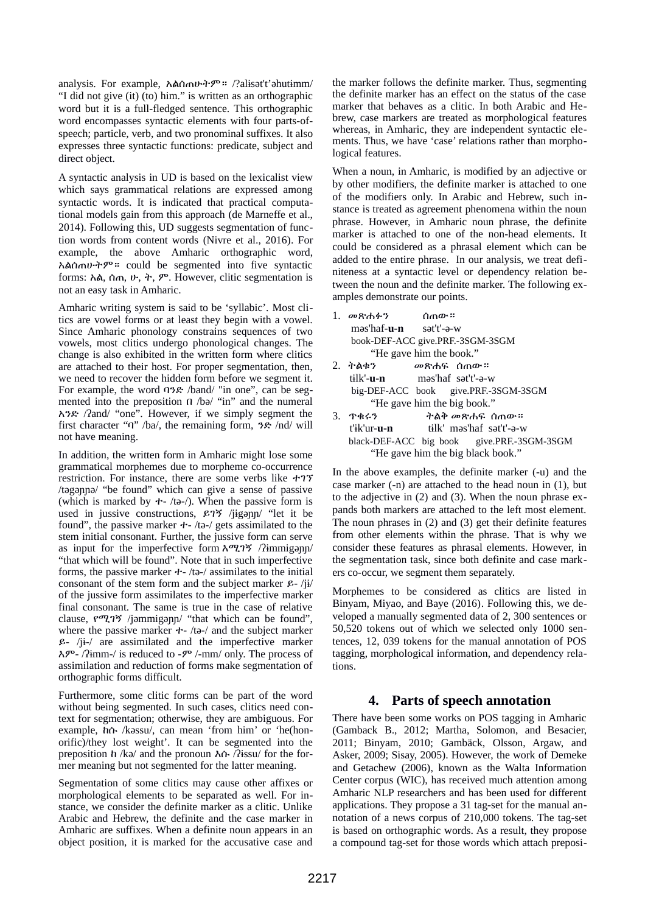analysis. For example, አልሰጠሁትም። /ʔalɨsətʼtʼəhutɨmm/ "I did not give (it) (to) him." is written as an orthographic word but it is a full-fledged sentence. This orthographic word encompasses syntactic elements with four parts-of-speech; particle, verb, and two pronominal suffixes. It also expresses three syntactic functions: predicate, subject and direct object.

A syntactic analysis in UD is based on the lexicalist view which says grammatical relations are expressed among syntactic words. It is indicated that practical computational models gain from this approach (de Marneffe et al., 2014). Following this, UD suggests segmentation of function words from content words (Nivre et al., 2016). For example, the above Amharic orthographic word, አልሰጠሁትም። could be segmented into five syntactic forms: አል, ሰጠ, ሁ, ት, ም. However, clitic segmentation is not an easy task in Amharic.

Amharic writing system is said to be 'syllabic'. Most clitics are vowel forms or at least they begin with a vowel. Since Amharic phonology constrains sequences of two vowels, most clitics undergo phonological changes. The change is also exhibited in the written form where clitics are attached to their host. For proper segmentation, then, we need to recover the hidden form before we segment it. For example, the word ባንድ /band/ "in one", can be segmented into the preposition በ /bə/ "in" and the numeral አንድ /ʔand/ "one". However, if we simply segment the first character "ባ" /ba/, the remaining form, ንድ /nd/ will not have meaning.

In addition, the written form in Amharic might lose some grammatical morphemes due to morpheme co-occurrence restriction. For instance, there are some verbs like ተገኘ /təgəɲɲə/ "be found" which can give a sense of passive (which is marked by ተ- /tə-/). When the passive form is used in jussive constructions, ይገኝ /jɨgəɲɲ/ "let it be found", the passive marker ተ- /tə-/ gets assimilated to the stem initial consonant. Further, the jussive form can serve as input for the imperfective form እሚገኝ /ʔɨmmigəɲɲ/ "that which will be found". Note that in such imperfective forms, the passive marker ተ- /tə-/ assimilates to the initial consonant of the stem form and the subject marker ይ- /jɨ/ of the jussive form assimilates to the imperfective marker final consonant. The same is true in the case of relative clause, የሚገኝ /jəmmigəɲɲ/ "that which can be found", where the passive marker ተ- /tə-/ and the subject marker ይ- /jɨ-/ are assimilated and the imperfective marker እም- /ʔɨmm-/ is reduced to -ም /-mm/ only. The process of assimilation and reduction of forms make segmentation of orthographic forms difficult.

Furthermore, some clitic forms can be part of the word without being segmented. In such cases, clitics need context for segmentation; otherwise, they are ambiguous. For example, ከሱ /kəssu/, can mean 'from him' or 'he(honorific)/they lost weight'. It can be segmented into the preposition ከ /kə/ and the pronoun እሱ /ʔɨssu/ for the former meaning but not segmented for the latter meaning.

Segmentation of some clitics may cause other affixes or morphological elements to be separated as well. For instance, we consider the definite marker as a clitic. Unlike Arabic and Hebrew, the definite and the case marker in Amharic are suffixes. When a definite noun appears in an object position, it is marked for the accusative case and the marker follows the definite marker. Thus, segmenting the definite marker has an effect on the status of the case marker that behaves as a clitic. In both Arabic and Hebrew, case markers are treated as morphological features whereas, in Amharic, they are independent syntactic elements. Thus, we have 'case' relations rather than morphological features.

When a noun, in Amharic, is modified by an adjective or by other modifiers, the definite marker is attached to one of the modifiers only. In Arabic and Hebrew, such instance is treated as agreement phenomena within the noun phrase. However, in Amharic noun phrase, the definite marker is attached to one of the non-head elements. It could be considered as a phrasal element which can be added to the entire phrase. In our analysis, we treat definiteness at a syntactic level or dependency relation between the noun and the definite marker. The following examples demonstrate our points.

1. *መጽሐፉን* ሰጠው።
   məsʼhaf-**u-n** sətʼtʼ-ə-w
   book-DEF-ACC give.PRF.-3SGM-3SGM
   "He gave him the book."
2. ትልቁን *መጽሐፍ* ሰጠው።
   tɨlkʼ-**u-n** məsʼhaf sətʼtʼ-ə-w
   big-DEF-ACC book give.PRF.-3SGM-3SGM
   "He gave him the big book."
3. ጥቁሩን ትልቅ *መጽሐፍ* ሰጠው።
   tʼɨkʼur-**u-n** tɨlkʼ məsʼhaf sətʼtʼ-ə-w
   black-DEF-ACC big book give.PRF.-3SGM-3SGM
   "He gave him the big black book."

In the above examples, the definite marker (-u) and the case marker (-n) are attached to the head noun in (1), but to the adjective in (2) and (3). When the noun phrase expands both markers are attached to the left most element. The noun phrases in (2) and (3) get their definite features from other elements within the phrase. That is why we consider these features as phrasal elements. However, in the segmentation task, since both definite and case markers co-occur, we segment them separately.

Morphemes to be considered as clitics are listed in Binyam, Miyao, and Baye (2016). Following this, we developed a manually segmented data of 2, 300 sentences or 50,520 tokens out of which we selected only 1000 sentences, 12, 039 tokens for the manual annotation of POS tagging, morphological information, and dependency relations.

## 4. Parts of speech annotation

There have been some works on POS tagging in Amharic (Gamback B., 2012; Martha, Solomon, and Besacier, 2011; Binyam, 2010; Gambäck, Olsson, Argaw, and Asker, 2009; Sisay, 2005). However, the work of Demeke and Getachew (2006), known as the Walta Information Center corpus (WIC), has received much attention among Amharic NLP researchers and has been used for different applications. They propose a 31 tag-set for the manual annotation of a news corpus of 210,000 tokens. The tag-set is based on orthographic words. As a result, they propose a compound tag-set for those words which attach preposi-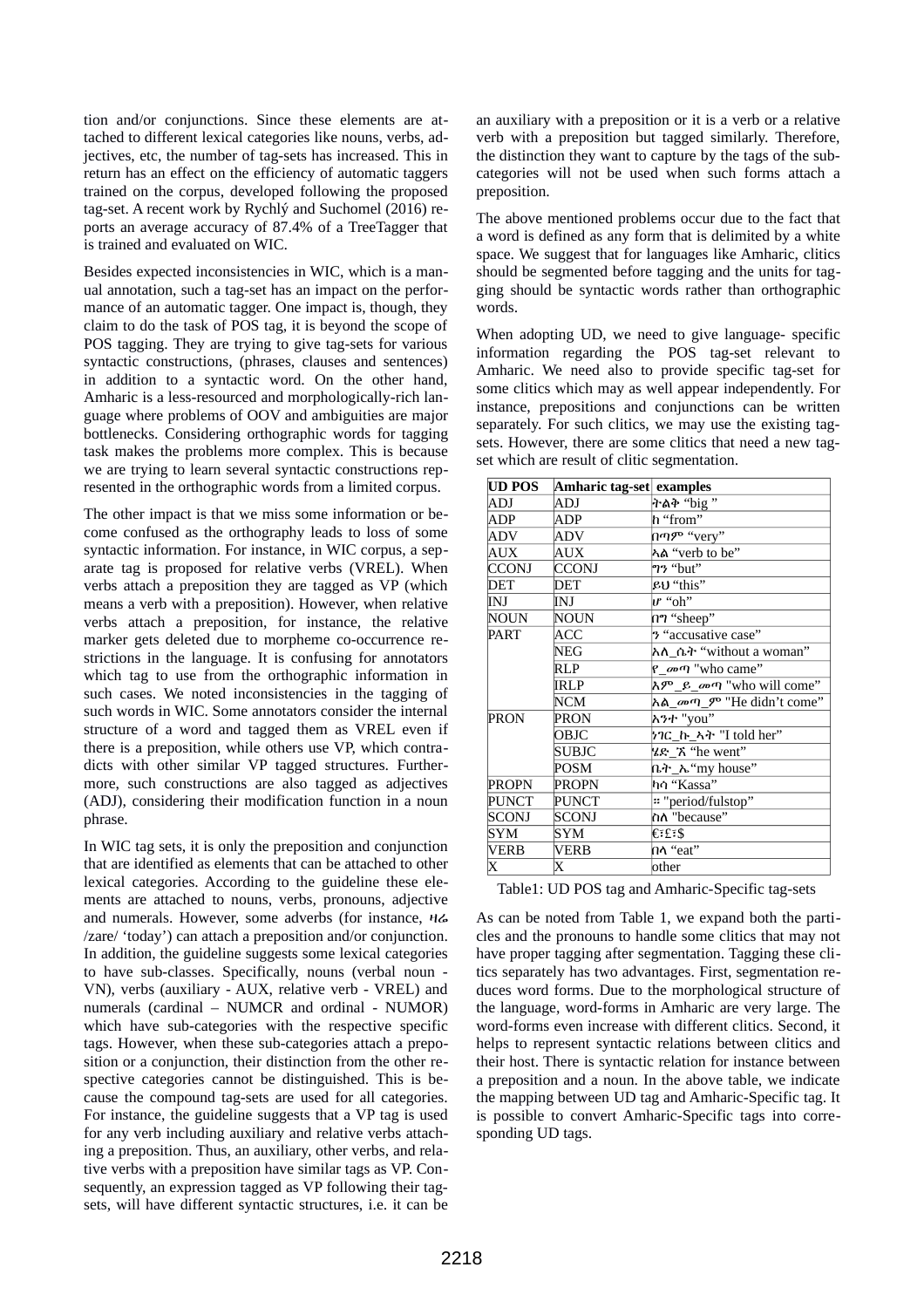tion and/or conjunctions. Since these elements are attached to different lexical categories like nouns, verbs, adjectives, etc, the number of tag-sets has increased. This in return has an effect on the efficiency of automatic taggers trained on the corpus, developed following the proposed tag-set. A recent work by Rychlý and Suchomel (2016) reports an average accuracy of 87.4% of a TreeTagger that is trained and evaluated on WIC.

Besides expected inconsistencies in WIC, which is a manual annotation, such a tag-set has an impact on the performance of an automatic tagger. One impact is, though, they claim to do the task of POS tag, it is beyond the scope of POS tagging. They are trying to give tag-sets for various syntactic constructions, (phrases, clauses and sentences) in addition to a syntactic word. On the other hand, Amharic is a less-resourced and morphologically-rich language where problems of OOV and ambiguities are major bottlenecks. Considering orthographic words for tagging task makes the problems more complex. This is because we are trying to learn several syntactic constructions represented in the orthographic words from a limited corpus.

The other impact is that we miss some information or become confused as the orthography leads to loss of some syntactic information. For instance, in WIC corpus, a separate tag is proposed for relative verbs (VREL). When verbs attach a preposition they are tagged as VP (which means a verb with a preposition). However, when relative verbs attach a preposition, for instance, the relative marker gets deleted due to morpheme co-occurrence restrictions in the language. It is confusing for annotators which tag to use from the orthographic information in such cases. We noted inconsistencies in the tagging of such words in WIC. Some annotators consider the internal structure of a word and tagged them as VREL even if there is a preposition, while others use VP, which contradicts with other similar VP tagged structures. Furthermore, such constructions are also tagged as adjectives (ADJ), considering their modification function in a noun phrase.

In WIC tag sets, it is only the preposition and conjunction that are identified as elements that can be attached to other lexical categories. According to the guideline these elements are attached to nouns, verbs, pronouns, adjective and numerals. However, some adverbs (for instance, ዛሬ /zare/ 'today') can attach a preposition and/or conjunction. In addition, the guideline suggests some lexical categories to have sub-classes. Specifically, nouns (verbal noun - VN), verbs (auxiliary - AUX, relative verb - VREL) and numerals (cardinal – NUMCR and ordinal - NUMOR) which have sub-categories with the respective specific tags. However, when these sub-categories attach a preposition or a conjunction, their distinction from the other respective categories cannot be distinguished. This is because the compound tag-sets are used for all categories. For instance, the guideline suggests that a VP tag is used for any verb including auxiliary and relative verbs attaching a preposition. Thus, an auxiliary, other verbs, and relative verbs with a preposition have similar tags as VP. Consequently, an expression tagged as VP following their tag-sets, will have different syntactic structures, i.e. it can be an auxiliary with a preposition or it is a verb or a relative verb with a preposition but tagged similarly. Therefore, the distinction they want to capture by the tags of the sub-categories will not be used when such forms attach a preposition.

The above mentioned problems occur due to the fact that a word is defined as any form that is delimited by a white space. We suggest that for languages like Amharic, clitics should be segmented before tagging and the units for tagging should be syntactic words rather than orthographic words.

When adopting UD, we need to give language- specific information regarding the POS tag-set relevant to Amharic. We need also to provide specific tag-set for some clitics which may as well appear independently. For instance, prepositions and conjunctions can be written separately. For such clitics, we may use the existing tag-sets. However, there are some clitics that need a new tag-set which are result of clitic segmentation.

| UD POS | Amharic tag-set | examples |
|---|---|---|
| ADJ | ADJ | ትልቅ "big " |
| ADP | ADP | ከ "from" |
| ADV | ADV | በጣም "very" |
| AUX | AUX | ኣል "verb to be" |
| CCONJ | CCONJ | ግን "but" |
| DET | DET | ይህ "this" |
| INJ | INJ | ሆ "oh" |
| NOUN | NOUN | በግ "sheep" |
| PART | ACC | ን "accusative case" |
| | NEG | አለ_ሴት "without a woman" |
| | RLP | የ_መጣ "who came" |
| | IRLP | አም_ይ_መጣ "who will come" |
| | NCM | አል_መጣ_ም "He didn't come" |
| PRON | PRON | አንተ "you" |
| | OBJC | ነገር_ኩ_ኣት "I told her" |
| | SUBJC | ሄድ_ኧ "he went" |
| | POSM | ቤት_ኤ "my house" |
| PROPN | PROPN | ካሳ "Kassa" |
| PUNCT | PUNCT | ። "period/fulstop" |
| SCONJ | SCONJ | ስለ "because" |
| SYM | SYM | €፣£፣$ |
| VERB | VERB | በላ "eat" |
| X | X | other |

Table1: UD POS tag and Amharic-Specific tag-sets

As can be noted from Table 1, we expand both the particles and the pronouns to handle some clitics that may not have proper tagging after segmentation. Tagging these clitics separately has two advantages. First, segmentation reduces word forms. Due to the morphological structure of the language, word-forms in Amharic are very large. The word-forms even increase with different clitics. Second, it helps to represent syntactic relations between clitics and their host. There is syntactic relation for instance between a preposition and a noun. In the above table, we indicate the mapping between UD tag and Amharic-Specific tag. It is possible to convert Amharic-Specific tags into corresponding UD tags.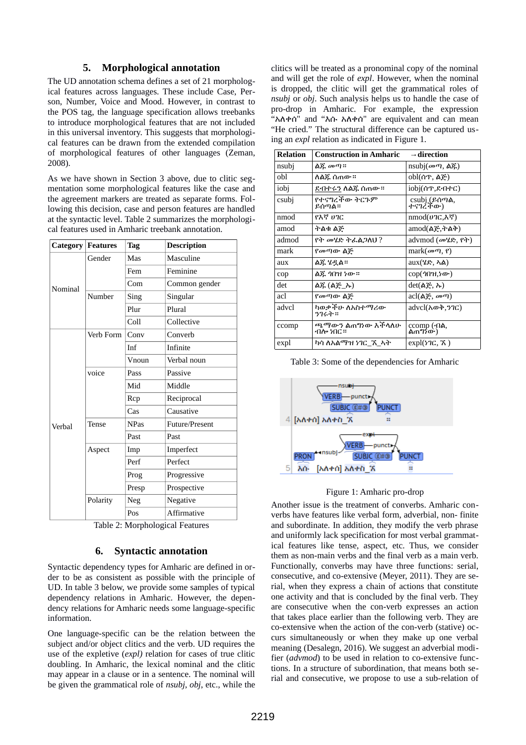## 5. Morphological annotation

The UD annotation schema defines a set of 21 morphological features across languages. These include Case, Person, Number, Voice and Mood. However, in contrast to the POS tag, the language specification allows treebanks to introduce morphological features that are not included in this universal inventory. This suggests that morphological features can be drawn from the extended compilation of morphological features of other languages (Zeman, 2008).

As we have shown in Section 3 above, due to clitic segmentation some morphological features like the case and the agreement markers are treated as separate forms. Following this decision, case and person features are handled at the syntactic level. Table 2 summarizes the morphological features used in Amharic treebank annotation.

| Category | Features | Tag | Description |
|---|---|---|---|
| Nominal | Gender | Mas | Masculine |
| | | Fem | Feminine |
| | | Com | Common gender |
| | Number | Sing | Singular |
| | | Plur | Plural |
| | | Coll | Collective |
| Verbal | Verb Form | Conv | Converb |
| | | Inf | Infinite |
| | | Vnoun | Verbal noun |
| | voice | Pass | Passive |
| | | Mid | Middle |
| | | Rcp | Reciprocal |
| | | Cas | Causative |
| | Tense | NPas | Future/Present |
| | | Past | Past |
| | Aspect | Imp | Imperfect |
| | | Perf | Perfect |
| | | Prog | Progressive |
| | | Presp | Prospective |
| | Polarity | Neg | Negative |
| | | Pos | Affirmative |

Table 2: Morphological Features

## 6. Syntactic annotation

Syntactic dependency types for Amharic are defined in order to be as consistent as possible with the principle of UD. In table 3 below, we provide some samples of typical dependency relations in Amharic. However, the dependency relations for Amharic needs some language-specific information.

One language-specific can be the relation between the subject and/or object clitics and the verb. UD requires the use of the expletive *(expl)* relation for cases of true clitic doubling. In Amharic, the lexical nominal and the clitic may appear in a clause or in a sentence. The nominal will be given the grammatical role of *nsubj*, *obj*, etc., while the clitics will be treated as a pronominal copy of the nominal and will get the role of *expl*. However, when the nominal is dropped, the clitic will get the grammatical roles of *nsubj* or *obj*. Such analysis helps us to handle the case of pro-drop in Amharic. For example, the expression "አለቀሰ" and "እሱ አለቀሰ" are equivalent and can mean "He cried." The structural difference can be captured using an *expl* relation as indicated in Figure 1.

| Relation | Construction in Amharic | →direction |
|---|---|---|
| nsubj | ልጁ መጣ። | nsubj(መጣ, ልጁ) |
| obl | ለልጁ ሰጠው። | obl(ሰጥ, ልጅ) |
| iobj | ደብተሩን ለልጁ ሰጠው። | iobj(ሰጥ,ደብተር) |
| csubj | የተናገረችው ትርጉም ይሰጣል። | csubj (ይሰጣል, ተናገረችው) |
| nmod | የእኛ ሀገር | nmod(ሀገር,እኛ) |
| amod | ትልቁ ልጅ | amod(ልጅ,ትልቅ) |
| admod | የት መሄድ ትፈልጋለህ ? | advmod (መሄድ, የት) |
| mark | የመጣው ልጅ | mark(መጣ, የ) |
| aux | ልጁ ሄዷል። | aux(ሄድ, ኣል) |
| cop | ልጁ ጎበዝ ነው። | cop(ጎበዝ,ነው) |
| det | ልጁ (ልጅ_ኡ) | det(ልጅ, ኡ) |
| acl | የመጣው ልጅ | acl(ልጅ, መጣ) |
| advcl | ካወቃችሁ ለእስተማሪው ንገሩት። | advcl(አወቅ,ንገር) |
| ccomp | ጫማውን ልጠግነው እችላለሁ ብሎ ነበር። | ccomp (ብሏ, ልጠግነው) |
| expl | ካሳ ለአልማዝ ነገር_ኧ_ኣት | expl(ነገር, ኧ ) |

Table 3: Some of the dependencies for Amharic

Figure 1: Amharic pro-drop

Another issue is the treatment of converbs. Amharic converbs have features like verbal form, adverbial, non- finite and subordinate. In addition, they modify the verb phrase and uniformly lack specification for most verbal grammatical features like tense, aspect, etc. Thus, we consider them as non-main verbs and the final verb as a main verb. Functionally, converbs may have three functions: serial, consecutive, and co-extensive (Meyer, 2011). They are serial, when they express a chain of actions that constitute one activity and that is concluded by the final verb. They are consecutive when the con-verb expresses an action that takes place earlier than the following verb. They are co-extensive when the action of the con-verb (stative) occurs simultaneously or when they make up one verbal meaning (Desalegn, 2016). We suggest an adverbial modifier (*advmod*) to be used in relation to co-extensive functions. In a structure of subordination, that means both serial and consecutive, we propose to use a sub-relation of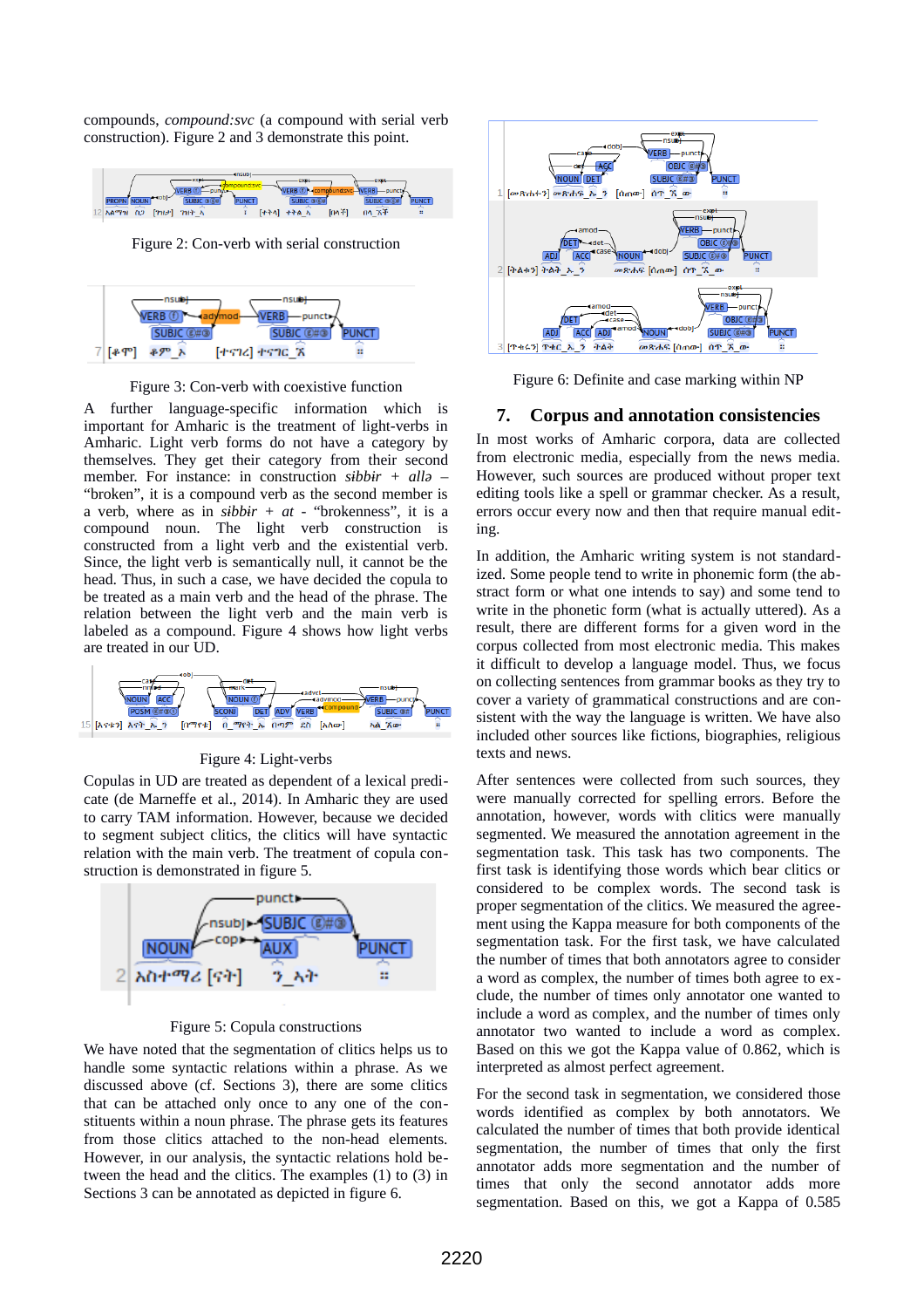compounds, *compound:svc* (a compound with serial verb construction). Figure 2 and 3 demonstrate this point.

Figure 2: Con-verb with serial construction

Figure 3: Con-verb with coexistive function

A further language-specific information which is important for Amharic is the treatment of light-verbs in Amharic. Light verb forms do not have a category by themselves. They get their category from their second member. For instance: in construction *sibbɨr* + *allə* – "broken", it is a compound verb as the second member is a verb, where as in *sibbɨr* + *at* - "brokenness", it is a compound noun. The light verb construction is constructed from a light verb and the existential verb. Since, the light verb is semantically null, it cannot be the head. Thus, in such a case, we have decided the copula to be treated as a main verb and the head of the phrase. The relation between the light verb and the main verb is labeled as a compound. Figure 4 shows how light verbs are treated in our UD.

Figure 4: Light-verbs

Copulas in UD are treated as dependent of a lexical predicate (de Marneffe et al., 2014). In Amharic they are used to carry TAM information. However, because we decided to segment subject clitics, the clitics will have syntactic relation with the main verb. The treatment of copula construction is demonstrated in figure 5.

Figure 5: Copula constructions

We have noted that the segmentation of clitics helps us to handle some syntactic relations within a phrase. As we discussed above (cf. Sections 3), there are some clitics that can be attached only once to any one of the constituents within a noun phrase. The phrase gets its features from those clitics attached to the non-head elements. However, in our analysis, the syntactic relations hold between the head and the clitics. The examples (1) to (3) in Sections 3 can be annotated as depicted in figure 6.

Figure 6: Definite and case marking within NP

## 7. Corpus and annotation consistencies

In most works of Amharic corpora, data are collected from electronic media, especially from the news media. However, such sources are produced without proper text editing tools like a spell or grammar checker. As a result, errors occur every now and then that require manual editing.

In addition, the Amharic writing system is not standardized. Some people tend to write in phonemic form (the abstract form or what one intends to say) and some tend to write in the phonetic form (what is actually uttered). As a result, there are different forms for a given word in the corpus collected from most electronic media. This makes it difficult to develop a language model. Thus, we focus on collecting sentences from grammar books as they try to cover a variety of grammatical constructions and are consistent with the way the language is written. We have also included other sources like fictions, biographies, religious texts and news.

After sentences were collected from such sources, they were manually corrected for spelling errors. Before the annotation, however, words with clitics were manually segmented. We measured the annotation agreement in the segmentation task. This task has two components. The first task is identifying those words which bear clitics or considered to be complex words. The second task is proper segmentation of the clitics. We measured the agreement using the Kappa measure for both components of the segmentation task. For the first task, we have calculated the number of times that both annotators agree to consider a word as complex, the number of times both agree to exclude, the number of times only annotator one wanted to include a word as complex, and the number of times only annotator two wanted to include a word as complex. Based on this we got the Kappa value of 0.862, which is interpreted as almost perfect agreement.

For the second task in segmentation, we considered those words identified as complex by both annotators. We calculated the number of times that both provide identical segmentation, the number of times that only the first annotator adds more segmentation and the number of times that only the second annotator adds more segmentation. Based on this, we got a Kappa of 0.585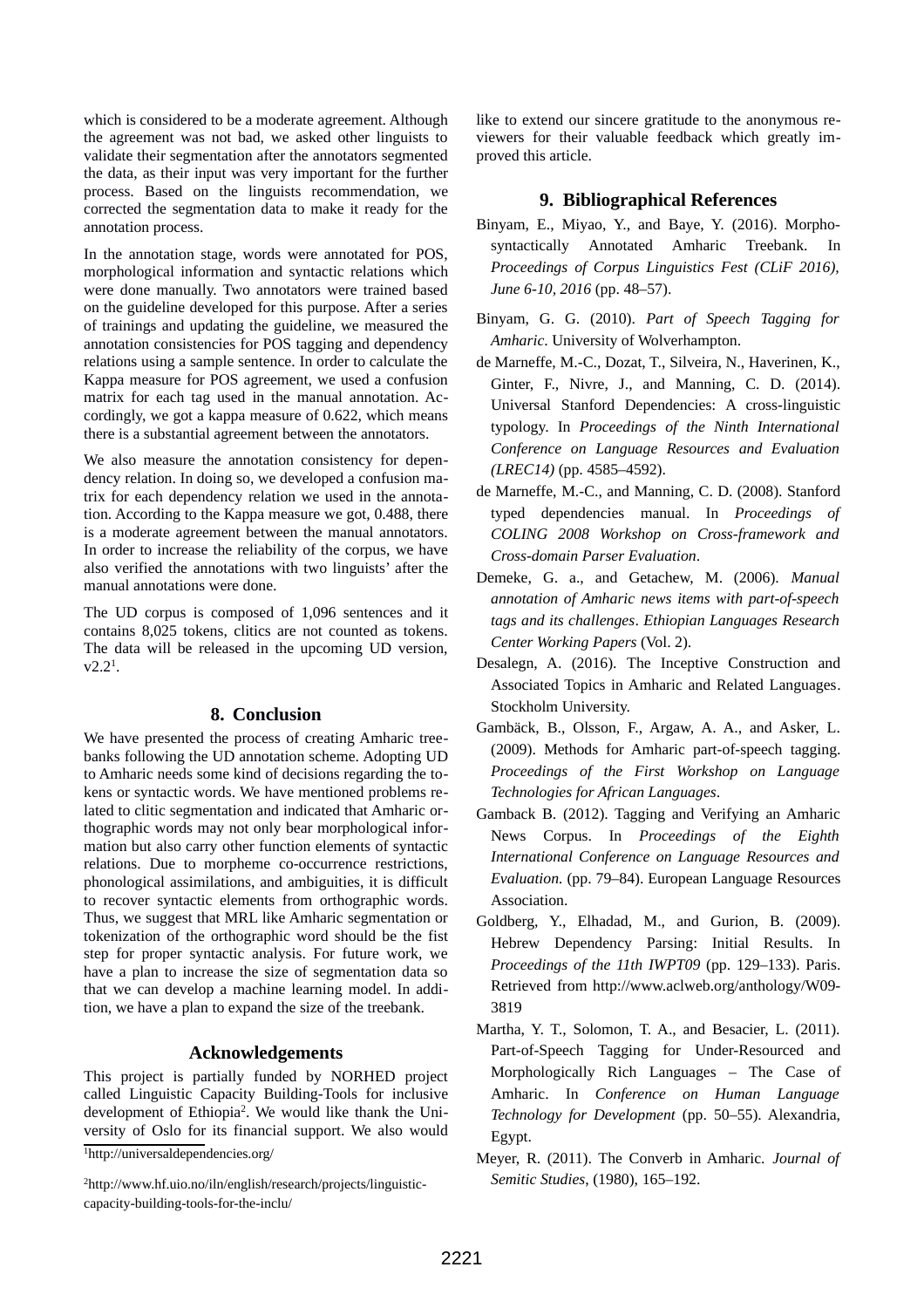which is considered to be a moderate agreement. Although the agreement was not bad, we asked other linguists to validate their segmentation after the annotators segmented the data, as their input was very important for the further process. Based on the linguists recommendation, we corrected the segmentation data to make it ready for the annotation process.

In the annotation stage, words were annotated for POS, morphological information and syntactic relations which were done manually. Two annotators were trained based on the guideline developed for this purpose. After a series of trainings and updating the guideline, we measured the annotation consistencies for POS tagging and dependency relations using a sample sentence. In order to calculate the Kappa measure for POS agreement, we used a confusion matrix for each tag used in the manual annotation. Accordingly, we got a kappa measure of 0.622, which means there is a substantial agreement between the annotators.

We also measure the annotation consistency for dependency relation. In doing so, we developed a confusion matrix for each dependency relation we used in the annotation. According to the Kappa measure we got, 0.488, there is a moderate agreement between the manual annotators. In order to increase the reliability of the corpus, we have also verified the annotations with two linguists' after the manual annotations were done.

The UD corpus is composed of 1,096 sentences and it contains 8,025 tokens, clitics are not counted as tokens. The data will be released in the upcoming UD version, v2.2[1].

## 8. Conclusion

We have presented the process of creating Amharic treebanks following the UD annotation scheme. Adopting UD to Amharic needs some kind of decisions regarding the tokens or syntactic words. We have mentioned problems related to clitic segmentation and indicated that Amharic orthographic words may not only bear morphological information but also carry other function elements of syntactic relations. Due to morpheme co-occurrence restrictions, phonological assimilations, and ambiguities, it is difficult to recover syntactic elements from orthographic words. Thus, we suggest that MRL like Amharic segmentation or tokenization of the orthographic word should be the fist step for proper syntactic analysis. For future work, we have a plan to increase the size of segmentation data so that we can develop a machine learning model. In addition, we have a plan to expand the size of the treebank.

## Acknowledgements

This project is partially funded by NORHED project called Linguistic Capacity Building-Tools for inclusive development of Ethiopia[2]. We would like thank the University of Oslo for its financial support. We also would like to extend our sincere gratitude to the anonymous reviewers for their valuable feedback which greatly improved this article.

[1] http://universaldependencies.org/

[2] http://www.hf.uio.no/iln/english/research/projects/linguistic-capacity-building-tools-for-the-inclu/

## 9. Bibliographical References

Binyam, E., Miyao, Y., and Baye, Y. (2016). Morphosyntactically Annotated Amharic Treebank. In *Proceedings of Corpus Linguistics Fest (CLiF 2016), June 6-10, 2016* (pp. 48–57).

Binyam, G. G. (2010). *Part of Speech Tagging for Amharic*. University of Wolverhampton.

de Marneffe, M.-C., Dozat, T., Silveira, N., Haverinen, K., Ginter, F., Nivre, J., and Manning, C. D. (2014). Universal Stanford Dependencies: A cross-linguistic typology. In *Proceedings of the Ninth International Conference on Language Resources and Evaluation (LREC14)* (pp. 4585–4592).

de Marneffe, M.-C., and Manning, C. D. (2008). Stanford typed dependencies manual. In *Proceedings of COLING 2008 Workshop on Cross-framework and Cross-domain Parser Evaluation*.

Demeke, G. a., and Getachew, M. (2006). *Manual annotation of Amharic news items with part-of-speech tags and its challenges*. *Ethiopian Languages Research Center Working Papers* (Vol. 2).

Desalegn, A. (2016). The Inceptive Construction and Associated Topics in Amharic and Related Languages. Stockholm University.

Gambäck, B., Olsson, F., Argaw, A. A., and Asker, L. (2009). Methods for Amharic part-of-speech tagging. *Proceedings of the First Workshop on Language Technologies for African Languages*.

Gamback B. (2012). Tagging and Verifying an Amharic News Corpus. In *Proceedings of the Eighth International Conference on Language Resources and Evaluation.* (pp. 79–84). European Language Resources Association.

Goldberg, Y., Elhadad, M., and Gurion, B. (2009). Hebrew Dependency Parsing: Initial Results. In *Proceedings of the 11th IWPT09* (pp. 129–133). Paris. Retrieved from http://www.aclweb.org/anthology/W09-3819

Martha, Y. T., Solomon, T. A., and Besacier, L. (2011). Part-of-Speech Tagging for Under-Resourced and Morphologically Rich Languages – The Case of Amharic. In *Conference on Human Language Technology for Development* (pp. 50–55). Alexandria, Egypt.

Meyer, R. (2011). The Converb in Amharic. *Journal of Semitic Studies*, (1980), 165–192.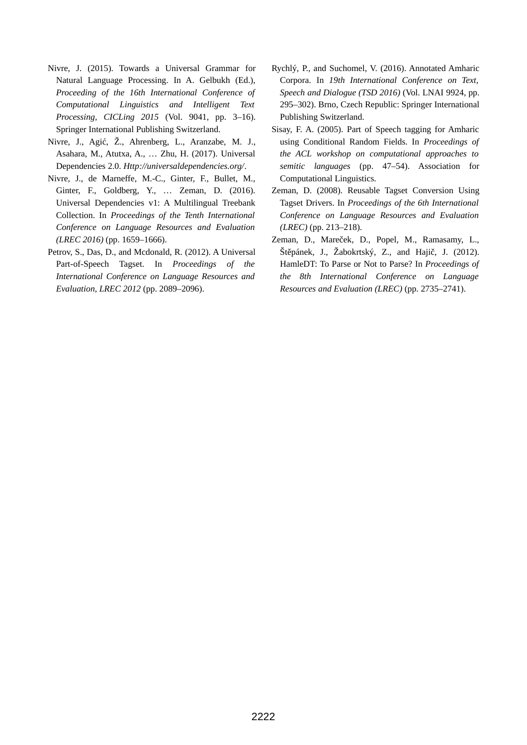Nivre, J. (2015). Towards a Universal Grammar for Natural Language Processing. In A. Gelbukh (Ed.), *Proceeding of the 16th International Conference of Computational Linguistics and Intelligent Text Processing, CICLing 2015* (Vol. 9041, pp. 3–16). Springer International Publishing Switzerland.

Nivre, J., Agić, Ž., Ahrenberg, L., Aranzabe, M. J., Asahara, M., Atutxa, A., … Zhu, H. (2017). Universal Dependencies 2.0. *Http://universaldependencies.org/*.

Nivre, J., de Marneffe, M.-C., Ginter, F., Bullet, M., Ginter, F., Goldberg, Y., … Zeman, D. (2016). Universal Dependencies v1: A Multilingual Treebank Collection. In *Proceedings of the Tenth International Conference on Language Resources and Evaluation (LREC 2016)* (pp. 1659–1666).

Petrov, S., Das, D., and Mcdonald, R. (2012). A Universal Part-of-Speech Tagset. In *Proceedings of the International Conference on Language Resources and Evaluation, LREC 2012* (pp. 2089–2096).

Rychlý, P., and Suchomel, V. (2016). Annotated Amharic Corpora. In *19th International Conference on Text, Speech and Dialogue (TSD 2016)* (Vol. LNAI 9924, pp. 295–302). Brno, Czech Republic: Springer International Publishing Switzerland.

Sisay, F. A. (2005). Part of Speech tagging for Amharic using Conditional Random Fields. In *Proceedings of the ACL workshop on computational approaches to semitic languages* (pp. 47–54). Association for Computational Linguistics.

Zeman, D. (2008). Reusable Tagset Conversion Using Tagset Drivers. In *Proceedings of the 6th International Conference on Language Resources and Evaluation (LREC)* (pp. 213–218).

Zeman, D., Mareček, D., Popel, M., Ramasamy, L., Štěpánek, J., Žabokrtský, Z., and Hajič, J. (2012). HamleDT: To Parse or Not to Parse? In *Proceedings of the 8th International Conference on Language Resources and Evaluation (LREC)* (pp. 2735–2741).